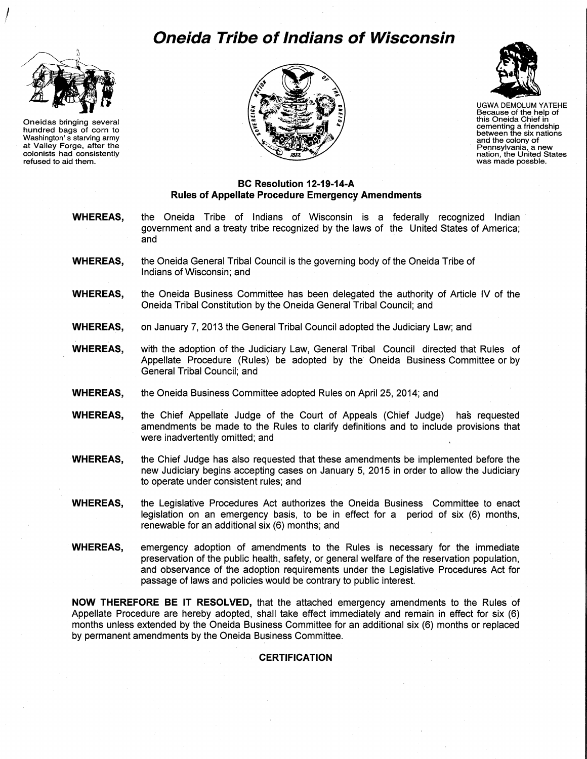# Oneida Tribe of Indians of Wisconsin

Oneidas bringing several hundred bags of corn to Washington' s starving army at Valley Forge, after the colonists had consistently refused to aid them.

UGWA DEMOLUM YATEHE
Because of the help of this Oneida Chief in cementing a friendship between the six nations and the colony of Pennsylvania, a new nation, the United States was made possble.

## BC Resolution 12-19-14-A
## Rules of Appellate Procedure Emergency Amendments

**WHEREAS,** the Oneida Tribe of Indians of Wisconsin is a federally recognized Indian government and a treaty tribe recognized by the laws of the United States of America; and

**WHEREAS,** the Oneida General Tribal Council is the governing body of the Oneida Tribe of Indians of Wisconsin; and

**WHEREAS,** the Oneida Business Committee has been delegated the authority of Article IV of the Oneida Tribal Constitution by the Oneida General Tribal Council; and

**WHEREAS,** on January 7, 2013 the General Tribal Council adopted the Judiciary Law; and

**WHEREAS,** with the adoption of the Judiciary Law, General Tribal Council directed that Rules of Appellate Procedure (Rules) be adopted by the Oneida Business Committee or by General Tribal Council; and

**WHEREAS,** the Oneida Business Committee adopted Rules on April 25, 2014; and

**WHEREAS,** the Chief Appellate Judge of the Court of Appeals (Chief Judge) has requested amendments be made to the Rules to clarify definitions and to include provisions that were inadvertently omitted; and

**WHEREAS,** the Chief Judge has also requested that these amendments be implemented before the new Judiciary begins accepting cases on January 5, 2015 in order to allow the Judiciary to operate under consistent rules; and

**WHEREAS,** the Legislative Procedures Act authorizes the Oneida Business Committee to enact legislation on an emergency basis, to be in effect for a period of six (6) months, renewable for an additional six (6) months; and

**WHEREAS,** emergency adoption of amendments to the Rules is necessary for the immediate preservation of the public health, safety, or general welfare of the reservation population, and observance of the adoption requirements under the Legislative Procedures Act for passage of laws and policies would be contrary to public interest.

**NOW THEREFORE BE IT RESOLVED,** that the attached emergency amendments to the Rules of Appellate Procedure are hereby adopted, shall take effect immediately and remain in effect for six (6) months unless extended by the Oneida Business Committee for an additional six (6) months or replaced by permanent amendments by the Oneida Business Committee.

**CERTIFICATION**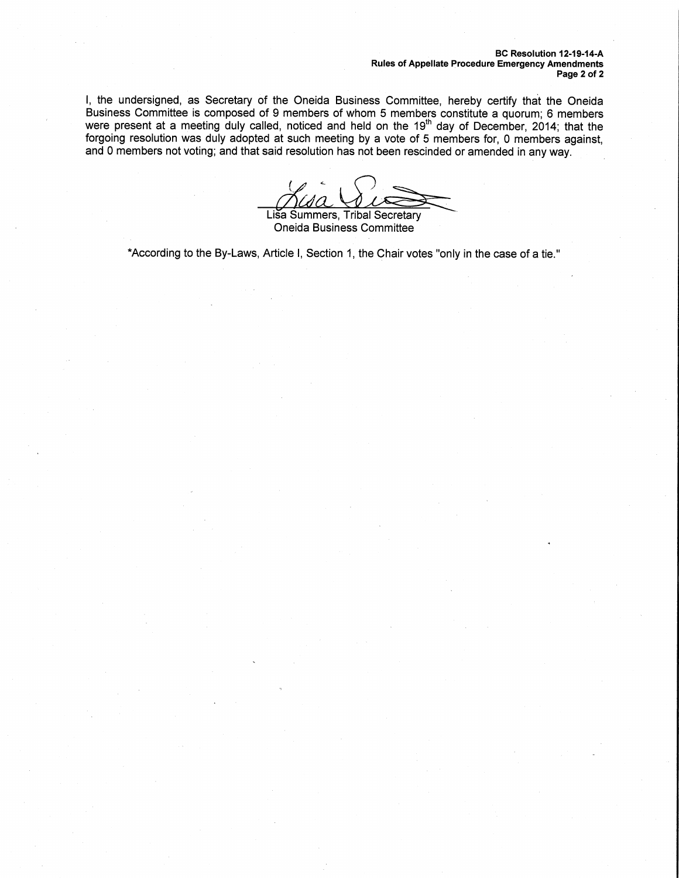I, the undersigned, as Secretary of the Oneida Business Committee, hereby certify that the Oneida Business Committee is composed of 9 members of whom 5 members constitute a quorum; 6 members were present at a meeting duly called, noticed and held on the 19th day of December, 2014; that the forgoing resolution was duly adopted at such meeting by a vote of 5 members for, 0 members against, and 0 members not voting; and that said resolution has not been rescinded or amended in any way.

Lisa Summers, Tribal Secretary
Oneida Business Committee

*According to the By-Laws, Article I, Section 1, the Chair votes "only in the case of a tie."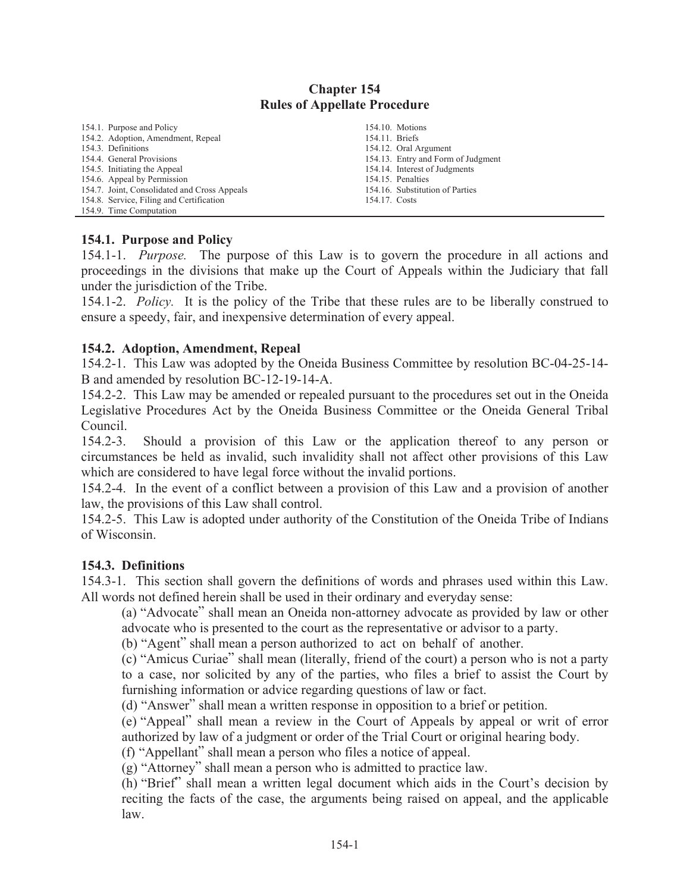# Chapter 154
# Rules of Appellate Procedure

| | |
|---|---|
| 154.1. Purpose and Policy | 154.10. Motions |
| 154.2. Adoption, Amendment, Repeal | 154.11. Briefs |
| 154.3. Definitions | 154.12. Oral Argument |
| 154.4. General Provisions | 154.13. Entry and Form of Judgment |
| 154.5. Initiating the Appeal | 154.14. Interest of Judgments |
| 154.6. Appeal by Permission | 154.15. Penalties |
| 154.7. Joint, Consolidated and Cross Appeals | 154.16. Substitution of Parties |
| 154.8. Service, Filing and Certification | 154.17. Costs |
| 154.9. Time Computation | |

### 154.1. Purpose and Policy

154.1-1. *Purpose.* The purpose of this Law is to govern the procedure in all actions and proceedings in the divisions that make up the Court of Appeals within the Judiciary that fall under the jurisdiction of the Tribe.

154.1-2. *Policy.* It is the policy of the Tribe that these rules are to be liberally construed to ensure a speedy, fair, and inexpensive determination of every appeal.

### 154.2. Adoption, Amendment, Repeal

154.2-1. This Law was adopted by the Oneida Business Committee by resolution BC-04-25-14-B and amended by resolution BC-12-19-14-A.

154.2-2. This Law may be amended or repealed pursuant to the procedures set out in the Oneida Legislative Procedures Act by the Oneida Business Committee or the Oneida General Tribal Council.

154.2-3. Should a provision of this Law or the application thereof to any person or circumstances be held as invalid, such invalidity shall not affect other provisions of this Law which are considered to have legal force without the invalid portions.

154.2-4. In the event of a conflict between a provision of this Law and a provision of another law, the provisions of this Law shall control.

154.2-5. This Law is adopted under authority of the Constitution of the Oneida Tribe of Indians of Wisconsin.

### 154.3. Definitions

154.3-1. This section shall govern the definitions of words and phrases used within this Law. All words not defined herein shall be used in their ordinary and everyday sense:

(a) "Advocate" shall mean an Oneida non-attorney advocate as provided by law or other advocate who is presented to the court as the representative or advisor to a party.

(b) "Agent" shall mean a person authorized to act on behalf of another.

(c) "Amicus Curiae" shall mean (literally, friend of the court) a person who is not a party to a case, nor solicited by any of the parties, who files a brief to assist the Court by furnishing information or advice regarding questions of law or fact.

(d) "Answer" shall mean a written response in opposition to a brief or petition.

(e) "Appeal" shall mean a review in the Court of Appeals by appeal or writ of error authorized by law of a judgment or order of the Trial Court or original hearing body.

(f) "Appellant" shall mean a person who files a notice of appeal.

(g) "Attorney" shall mean a person who is admitted to practice law.

(h) "Brief" shall mean a written legal document which aids in the Court's decision by reciting the facts of the case, the arguments being raised on appeal, and the applicable law.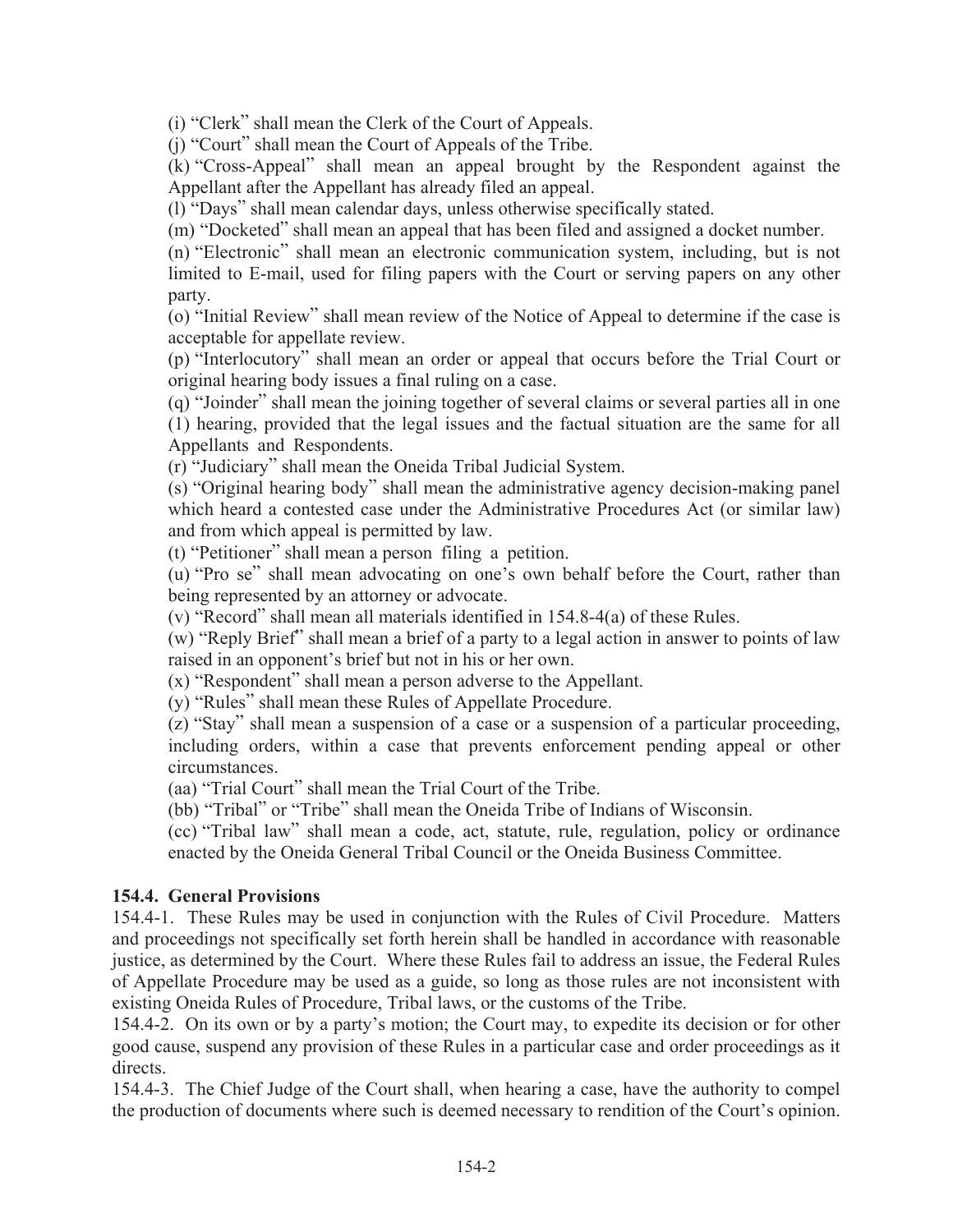(i) "Clerk" shall mean the Clerk of the Court of Appeals.

(j) "Court" shall mean the Court of Appeals of the Tribe.

(k) "Cross-Appeal" shall mean an appeal brought by the Respondent against the Appellant after the Appellant has already filed an appeal.

(l) "Days" shall mean calendar days, unless otherwise specifically stated.

(m) "Docketed" shall mean an appeal that has been filed and assigned a docket number.

(n) "Electronic" shall mean an electronic communication system, including, but is not limited to E-mail, used for filing papers with the Court or serving papers on any other party.

(o) "Initial Review" shall mean review of the Notice of Appeal to determine if the case is acceptable for appellate review.

(p) "Interlocutory" shall mean an order or appeal that occurs before the Trial Court or original hearing body issues a final ruling on a case.

(q) "Joinder" shall mean the joining together of several claims or several parties all in one (1) hearing, provided that the legal issues and the factual situation are the same for all Appellants and Respondents.

(r) "Judiciary" shall mean the Oneida Tribal Judicial System.

(s) "Original hearing body" shall mean the administrative agency decision-making panel which heard a contested case under the Administrative Procedures Act (or similar law) and from which appeal is permitted by law.

(t) "Petitioner" shall mean a person filing a petition.

(u) "Pro se" shall mean advocating on one's own behalf before the Court, rather than being represented by an attorney or advocate.

(v) "Record" shall mean all materials identified in 154.8-4(a) of these Rules.

(w) "Reply Brief" shall mean a brief of a party to a legal action in answer to points of law raised in an opponent's brief but not in his or her own.

(x) "Respondent" shall mean a person adverse to the Appellant.

(y) "Rules" shall mean these Rules of Appellate Procedure.

(z) "Stay" shall mean a suspension of a case or a suspension of a particular proceeding, including orders, within a case that prevents enforcement pending appeal or other circumstances.

(aa) "Trial Court" shall mean the Trial Court of the Tribe.

(bb) "Tribal" or "Tribe" shall mean the Oneida Tribe of Indians of Wisconsin.

(cc) "Tribal law" shall mean a code, act, statute, rule, regulation, policy or ordinance enacted by the Oneida General Tribal Council or the Oneida Business Committee.

**154.4. General Provisions**

154.4-1. These Rules may be used in conjunction with the Rules of Civil Procedure. Matters and proceedings not specifically set forth herein shall be handled in accordance with reasonable justice, as determined by the Court. Where these Rules fail to address an issue, the Federal Rules of Appellate Procedure may be used as a guide, so long as those rules are not inconsistent with existing Oneida Rules of Procedure, Tribal laws, or the customs of the Tribe.

154.4-2. On its own or by a party's motion; the Court may, to expedite its decision or for other good cause, suspend any provision of these Rules in a particular case and order proceedings as it directs.

154.4-3. The Chief Judge of the Court shall, when hearing a case, have the authority to compel the production of documents where such is deemed necessary to rendition of the Court's opinion.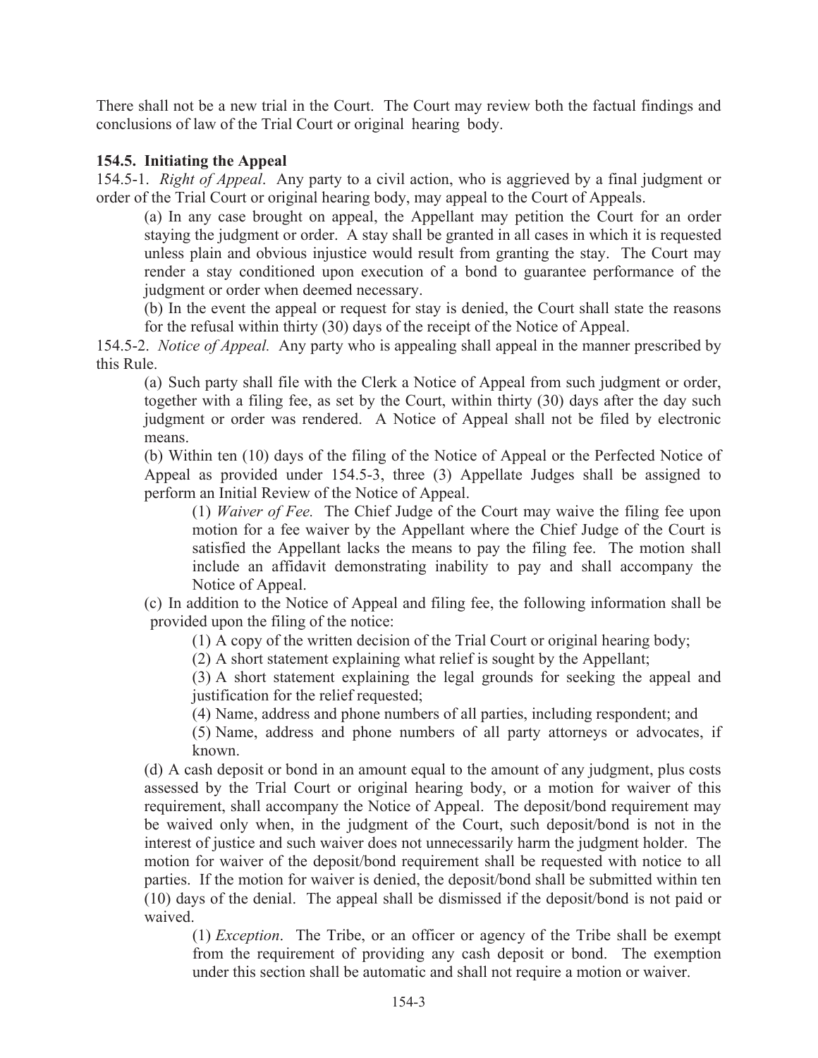There shall not be a new trial in the Court. The Court may review both the factual findings and conclusions of law of the Trial Court or original hearing body.

**154.5. Initiating the Appeal**

154.5-1. *Right of Appeal*. Any party to a civil action, who is aggrieved by a final judgment or order of the Trial Court or original hearing body, may appeal to the Court of Appeals.

(a) In any case brought on appeal, the Appellant may petition the Court for an order staying the judgment or order. A stay shall be granted in all cases in which it is requested unless plain and obvious injustice would result from granting the stay. The Court may render a stay conditioned upon execution of a bond to guarantee performance of the judgment or order when deemed necessary.

(b) In the event the appeal or request for stay is denied, the Court shall state the reasons for the refusal within thirty (30) days of the receipt of the Notice of Appeal.

154.5-2. *Notice of Appeal.* Any party who is appealing shall appeal in the manner prescribed by this Rule.

(a) Such party shall file with the Clerk a Notice of Appeal from such judgment or order, together with a filing fee, as set by the Court, within thirty (30) days after the day such judgment or order was rendered. A Notice of Appeal shall not be filed by electronic means.

(b) Within ten (10) days of the filing of the Notice of Appeal or the Perfected Notice of Appeal as provided under 154.5-3, three (3) Appellate Judges shall be assigned to perform an Initial Review of the Notice of Appeal.

(1) *Waiver of Fee.* The Chief Judge of the Court may waive the filing fee upon motion for a fee waiver by the Appellant where the Chief Judge of the Court is satisfied the Appellant lacks the means to pay the filing fee. The motion shall include an affidavit demonstrating inability to pay and shall accompany the Notice of Appeal.

(c) In addition to the Notice of Appeal and filing fee, the following information shall be provided upon the filing of the notice:

(1) A copy of the written decision of the Trial Court or original hearing body;

(2) A short statement explaining what relief is sought by the Appellant;

(3) A short statement explaining the legal grounds for seeking the appeal and justification for the relief requested;

(4) Name, address and phone numbers of all parties, including respondent; and

(5) Name, address and phone numbers of all party attorneys or advocates, if known.

(d) A cash deposit or bond in an amount equal to the amount of any judgment, plus costs assessed by the Trial Court or original hearing body, or a motion for waiver of this requirement, shall accompany the Notice of Appeal. The deposit/bond requirement may be waived only when, in the judgment of the Court, such deposit/bond is not in the interest of justice and such waiver does not unnecessarily harm the judgment holder. The motion for waiver of the deposit/bond requirement shall be requested with notice to all parties. If the motion for waiver is denied, the deposit/bond shall be submitted within ten (10) days of the denial. The appeal shall be dismissed if the deposit/bond is not paid or waived.

(1) *Exception*. The Tribe, or an officer or agency of the Tribe shall be exempt from the requirement of providing any cash deposit or bond. The exemption under this section shall be automatic and shall not require a motion or waiver.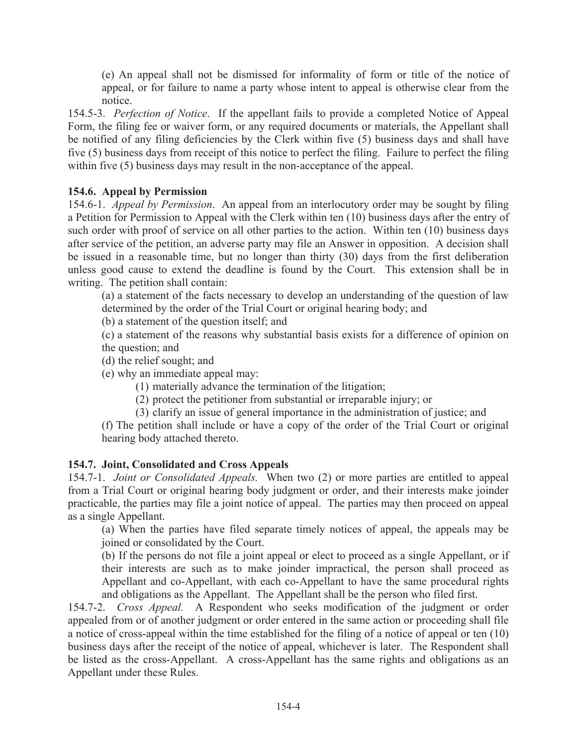(e) An appeal shall not be dismissed for informality of form or title of the notice of appeal, or for failure to name a party whose intent to appeal is otherwise clear from the notice.

154.5-3. *Perfection of Notice*. If the appellant fails to provide a completed Notice of Appeal Form, the filing fee or waiver form, or any required documents or materials, the Appellant shall be notified of any filing deficiencies by the Clerk within five (5) business days and shall have five (5) business days from receipt of this notice to perfect the filing. Failure to perfect the filing within five (5) business days may result in the non-acceptance of the appeal.

### 154.6. Appeal by Permission

154.6-1. *Appeal by Permission*. An appeal from an interlocutory order may be sought by filing a Petition for Permission to Appeal with the Clerk within ten (10) business days after the entry of such order with proof of service on all other parties to the action. Within ten (10) business days after service of the petition, an adverse party may file an Answer in opposition. A decision shall be issued in a reasonable time, but no longer than thirty (30) days from the first deliberation unless good cause to extend the deadline is found by the Court. This extension shall be in writing. The petition shall contain:

(a) a statement of the facts necessary to develop an understanding of the question of law determined by the order of the Trial Court or original hearing body; and

(b) a statement of the question itself; and

(c) a statement of the reasons why substantial basis exists for a difference of opinion on the question; and

(d) the relief sought; and

(e) why an immediate appeal may:

(1) materially advance the termination of the litigation;

(2) protect the petitioner from substantial or irreparable injury; or

(3) clarify an issue of general importance in the administration of justice; and

(f) The petition shall include or have a copy of the order of the Trial Court or original hearing body attached thereto.

### 154.7. Joint, Consolidated and Cross Appeals

154.7-1. *Joint or Consolidated Appeals.* When two (2) or more parties are entitled to appeal from a Trial Court or original hearing body judgment or order, and their interests make joinder practicable, the parties may file a joint notice of appeal. The parties may then proceed on appeal as a single Appellant.

(a) When the parties have filed separate timely notices of appeal, the appeals may be joined or consolidated by the Court.

(b) If the persons do not file a joint appeal or elect to proceed as a single Appellant, or if their interests are such as to make joinder impractical, the person shall proceed as Appellant and co-Appellant, with each co-Appellant to have the same procedural rights and obligations as the Appellant. The Appellant shall be the person who filed first.

154.7-2. *Cross Appeal.* A Respondent who seeks modification of the judgment or order appealed from or of another judgment or order entered in the same action or proceeding shall file a notice of cross-appeal within the time established for the filing of a notice of appeal or ten (10) business days after the receipt of the notice of appeal, whichever is later. The Respondent shall be listed as the cross-Appellant. A cross-Appellant has the same rights and obligations as an Appellant under these Rules.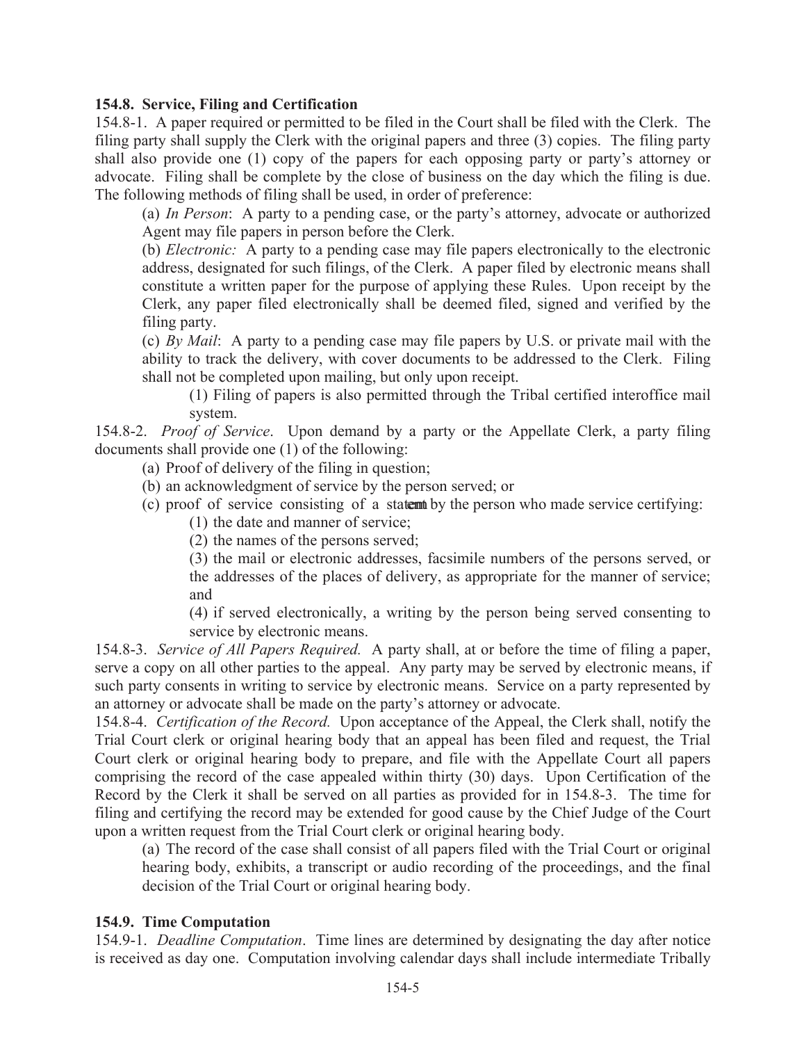**154.8. Service, Filing and Certification**

154.8-1. A paper required or permitted to be filed in the Court shall be filed with the Clerk. The filing party shall supply the Clerk with the original papers and three (3) copies. The filing party shall also provide one (1) copy of the papers for each opposing party or party's attorney or advocate. Filing shall be complete by the close of business on the day which the filing is due. The following methods of filing shall be used, in order of preference:

(a) *In Person*: A party to a pending case, or the party's attorney, advocate or authorized Agent may file papers in person before the Clerk.

(b) *Electronic:* A party to a pending case may file papers electronically to the electronic address, designated for such filings, of the Clerk. A paper filed by electronic means shall constitute a written paper for the purpose of applying these Rules. Upon receipt by the Clerk, any paper filed electronically shall be deemed filed, signed and verified by the filing party.

(c) *By Mail*: A party to a pending case may file papers by U.S. or private mail with the ability to track the delivery, with cover documents to be addressed to the Clerk. Filing shall not be completed upon mailing, but only upon receipt.

(1) Filing of papers is also permitted through the Tribal certified interoffice mail system.

154.8-2. *Proof of Service*. Upon demand by a party or the Appellate Clerk, a party filing documents shall provide one (1) of the following:

(a) Proof of delivery of the filing in question;

(b) an acknowledgment of service by the person served; or

(c) proof of service consisting of a statement by the person who made service certifying:

(1) the date and manner of service;

(2) the names of the persons served;

(3) the mail or electronic addresses, facsimile numbers of the persons served, or the addresses of the places of delivery, as appropriate for the manner of service; and

(4) if served electronically, a writing by the person being served consenting to service by electronic means.

154.8-3. *Service of All Papers Required.* A party shall, at or before the time of filing a paper, serve a copy on all other parties to the appeal. Any party may be served by electronic means, if such party consents in writing to service by electronic means. Service on a party represented by an attorney or advocate shall be made on the party's attorney or advocate.

154.8-4. *Certification of the Record.* Upon acceptance of the Appeal, the Clerk shall, notify the Trial Court clerk or original hearing body that an appeal has been filed and request, the Trial Court clerk or original hearing body to prepare, and file with the Appellate Court all papers comprising the record of the case appealed within thirty (30) days. Upon Certification of the Record by the Clerk it shall be served on all parties as provided for in 154.8-3. The time for filing and certifying the record may be extended for good cause by the Chief Judge of the Court upon a written request from the Trial Court clerk or original hearing body.

(a) The record of the case shall consist of all papers filed with the Trial Court or original hearing body, exhibits, a transcript or audio recording of the proceedings, and the final decision of the Trial Court or original hearing body.

**154.9. Time Computation**

154.9-1. *Deadline Computation*. Time lines are determined by designating the day after notice is received as day one. Computation involving calendar days shall include intermediate Tribally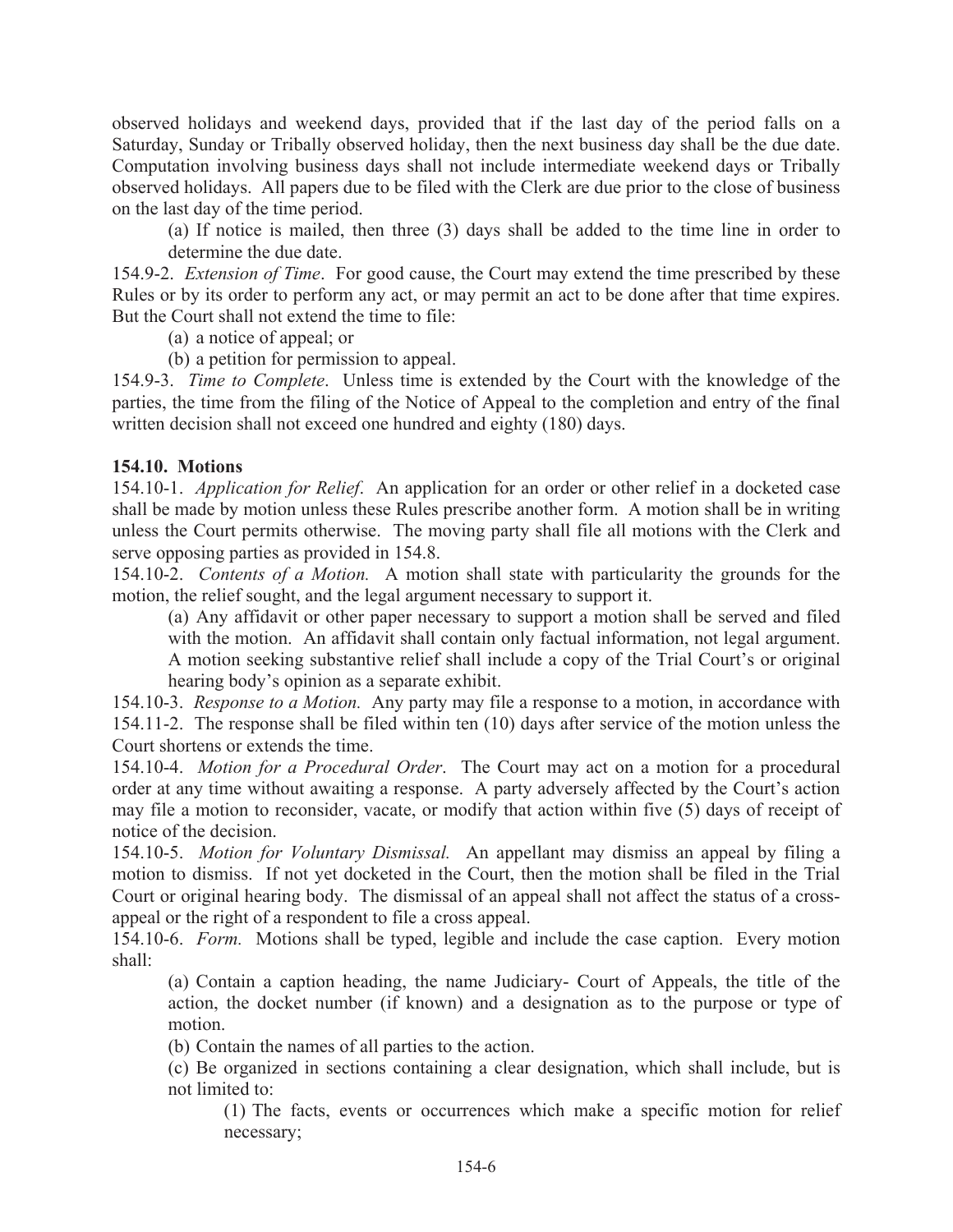observed holidays and weekend days, provided that if the last day of the period falls on a Saturday, Sunday or Tribally observed holiday, then the next business day shall be the due date. Computation involving business days shall not include intermediate weekend days or Tribally observed holidays. All papers due to be filed with the Clerk are due prior to the close of business on the last day of the time period.

(a) If notice is mailed, then three (3) days shall be added to the time line in order to determine the due date.

154.9-2. *Extension of Time*. For good cause, the Court may extend the time prescribed by these Rules or by its order to perform any act, or may permit an act to be done after that time expires. But the Court shall not extend the time to file:

(a) a notice of appeal; or

(b) a petition for permission to appeal.

154.9-3. *Time to Complete*. Unless time is extended by the Court with the knowledge of the parties, the time from the filing of the Notice of Appeal to the completion and entry of the final written decision shall not exceed one hundred and eighty (180) days.

**154.10. Motions**

154.10-1. *Application for Relief*. An application for an order or other relief in a docketed case shall be made by motion unless these Rules prescribe another form. A motion shall be in writing unless the Court permits otherwise. The moving party shall file all motions with the Clerk and serve opposing parties as provided in 154.8.

154.10-2. *Contents of a Motion.* A motion shall state with particularity the grounds for the motion, the relief sought, and the legal argument necessary to support it.

(a) Any affidavit or other paper necessary to support a motion shall be served and filed with the motion. An affidavit shall contain only factual information, not legal argument. A motion seeking substantive relief shall include a copy of the Trial Court's or original hearing body's opinion as a separate exhibit.

154.10-3. *Response to a Motion.* Any party may file a response to a motion, in accordance with 154.11-2. The response shall be filed within ten (10) days after service of the motion unless the Court shortens or extends the time.

154.10-4. *Motion for a Procedural Order*. The Court may act on a motion for a procedural order at any time without awaiting a response. A party adversely affected by the Court's action may file a motion to reconsider, vacate, or modify that action within five (5) days of receipt of notice of the decision.

154.10-5. *Motion for Voluntary Dismissal.* An appellant may dismiss an appeal by filing a motion to dismiss. If not yet docketed in the Court, then the motion shall be filed in the Trial Court or original hearing body. The dismissal of an appeal shall not affect the status of a cross-appeal or the right of a respondent to file a cross appeal.

154.10-6. *Form.* Motions shall be typed, legible and include the case caption. Every motion shall:

(a) Contain a caption heading, the name Judiciary- Court of Appeals, the title of the action, the docket number (if known) and a designation as to the purpose or type of motion.

(b) Contain the names of all parties to the action.

(c) Be organized in sections containing a clear designation, which shall include, but is not limited to:

(1) The facts, events or occurrences which make a specific motion for relief necessary;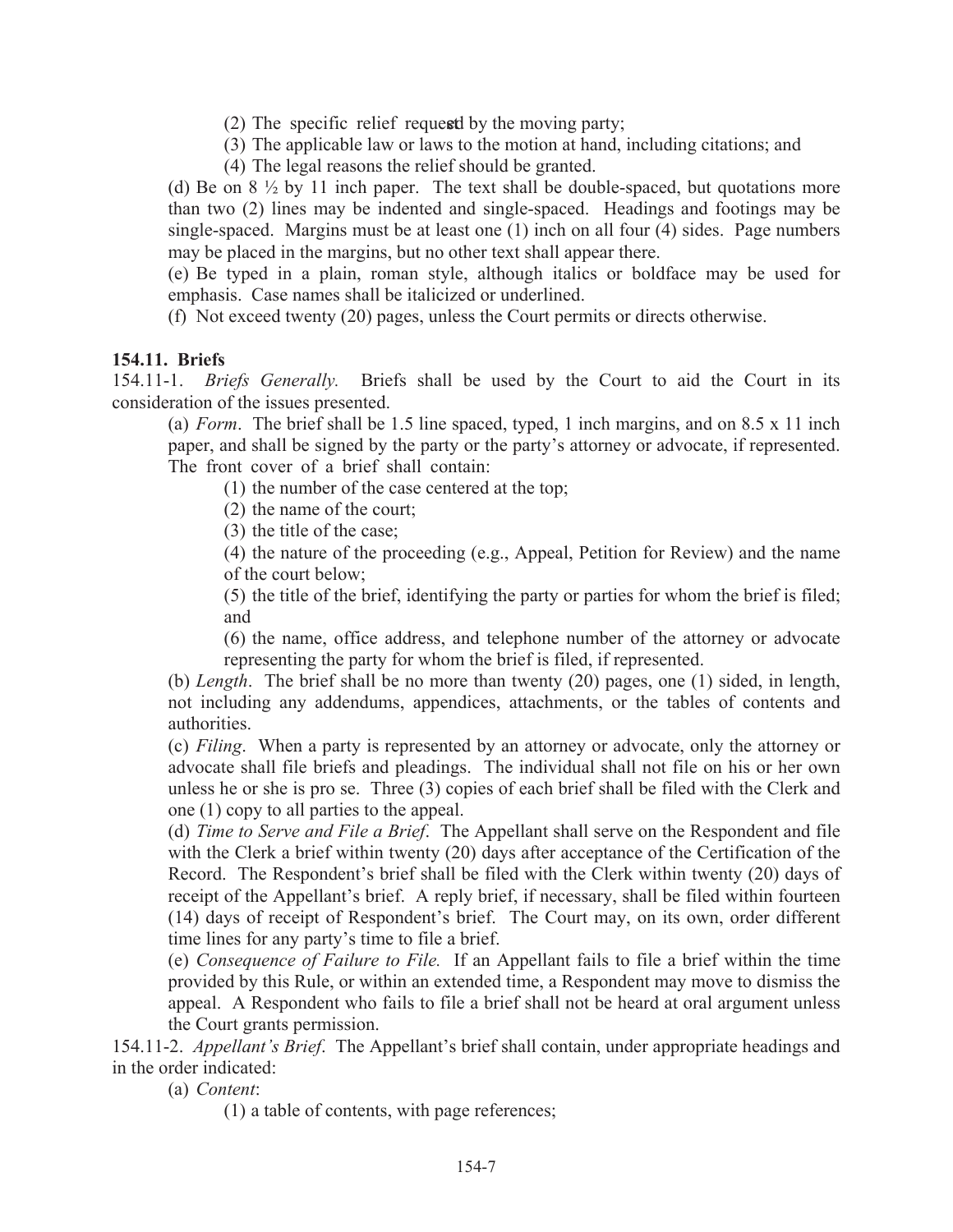(2) The specific relief requested by the moving party;

(3) The applicable law or laws to the motion at hand, including citations; and

(4) The legal reasons the relief should be granted.

(d) Be on 8 ½ by 11 inch paper. The text shall be double-spaced, but quotations more than two (2) lines may be indented and single-spaced. Headings and footings may be single-spaced. Margins must be at least one (1) inch on all four (4) sides. Page numbers may be placed in the margins, but no other text shall appear there.

(e) Be typed in a plain, roman style, although italics or boldface may be used for emphasis. Case names shall be italicized or underlined.

(f) Not exceed twenty (20) pages, unless the Court permits or directs otherwise.

**154.11. Briefs**

154.11-1. *Briefs Generally.* Briefs shall be used by the Court to aid the Court in its consideration of the issues presented.

(a) *Form*. The brief shall be 1.5 line spaced, typed, 1 inch margins, and on 8.5 x 11 inch paper, and shall be signed by the party or the party's attorney or advocate, if represented. The front cover of a brief shall contain:

(1) the number of the case centered at the top;

(2) the name of the court;

(3) the title of the case;

(4) the nature of the proceeding (e.g., Appeal, Petition for Review) and the name of the court below;

(5) the title of the brief, identifying the party or parties for whom the brief is filed; and

(6) the name, office address, and telephone number of the attorney or advocate representing the party for whom the brief is filed, if represented.

(b) *Length*. The brief shall be no more than twenty (20) pages, one (1) sided, in length, not including any addendums, appendices, attachments, or the tables of contents and authorities.

(c) *Filing*. When a party is represented by an attorney or advocate, only the attorney or advocate shall file briefs and pleadings. The individual shall not file on his or her own unless he or she is pro se. Three (3) copies of each brief shall be filed with the Clerk and one (1) copy to all parties to the appeal.

(d) *Time to Serve and File a Brief*. The Appellant shall serve on the Respondent and file with the Clerk a brief within twenty (20) days after acceptance of the Certification of the Record. The Respondent's brief shall be filed with the Clerk within twenty (20) days of receipt of the Appellant's brief. A reply brief, if necessary, shall be filed within fourteen (14) days of receipt of Respondent's brief. The Court may, on its own, order different time lines for any party's time to file a brief.

(e) *Consequence of Failure to File.* If an Appellant fails to file a brief within the time provided by this Rule, or within an extended time, a Respondent may move to dismiss the appeal. A Respondent who fails to file a brief shall not be heard at oral argument unless the Court grants permission.

154.11-2. *Appellant's Brief*. The Appellant's brief shall contain, under appropriate headings and in the order indicated:

(a) *Content*:

(1) a table of contents, with page references;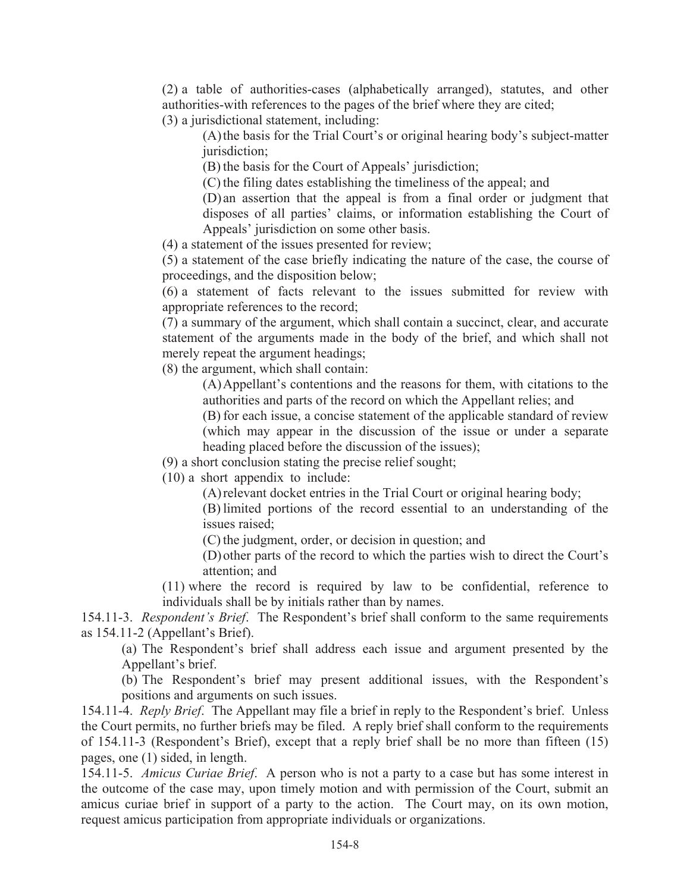(2) a table of authorities-cases (alphabetically arranged), statutes, and other authorities-with references to the pages of the brief where they are cited;

(3) a jurisdictional statement, including:

(A) the basis for the Trial Court's or original hearing body's subject-matter jurisdiction;

(B) the basis for the Court of Appeals' jurisdiction;

(C) the filing dates establishing the timeliness of the appeal; and

(D) an assertion that the appeal is from a final order or judgment that disposes of all parties' claims, or information establishing the Court of Appeals' jurisdiction on some other basis.

(4) a statement of the issues presented for review;

(5) a statement of the case briefly indicating the nature of the case, the course of proceedings, and the disposition below;

(6) a statement of facts relevant to the issues submitted for review with appropriate references to the record;

(7) a summary of the argument, which shall contain a succinct, clear, and accurate statement of the arguments made in the body of the brief, and which shall not merely repeat the argument headings;

(8) the argument, which shall contain:

(A) Appellant's contentions and the reasons for them, with citations to the authorities and parts of the record on which the Appellant relies; and

(B) for each issue, a concise statement of the applicable standard of review (which may appear in the discussion of the issue or under a separate heading placed before the discussion of the issues);

(9) a short conclusion stating the precise relief sought;

(10) a short appendix to include:

(A) relevant docket entries in the Trial Court or original hearing body;

(B) limited portions of the record essential to an understanding of the issues raised;

(C) the judgment, order, or decision in question; and

(D) other parts of the record to which the parties wish to direct the Court's attention; and

(11) where the record is required by law to be confidential, reference to individuals shall be by initials rather than by names.

154.11-3. *Respondent's Brief*. The Respondent's brief shall conform to the same requirements as 154.11-2 (Appellant's Brief).

(a) The Respondent's brief shall address each issue and argument presented by the Appellant's brief.

(b) The Respondent's brief may present additional issues, with the Respondent's positions and arguments on such issues.

154.11-4. *Reply Brief*. The Appellant may file a brief in reply to the Respondent's brief. Unless the Court permits, no further briefs may be filed. A reply brief shall conform to the requirements of 154.11-3 (Respondent's Brief), except that a reply brief shall be no more than fifteen (15) pages, one (1) sided, in length.

154.11-5. *Amicus Curiae Brief*. A person who is not a party to a case but has some interest in the outcome of the case may, upon timely motion and with permission of the Court, submit an amicus curiae brief in support of a party to the action. The Court may, on its own motion, request amicus participation from appropriate individuals or organizations.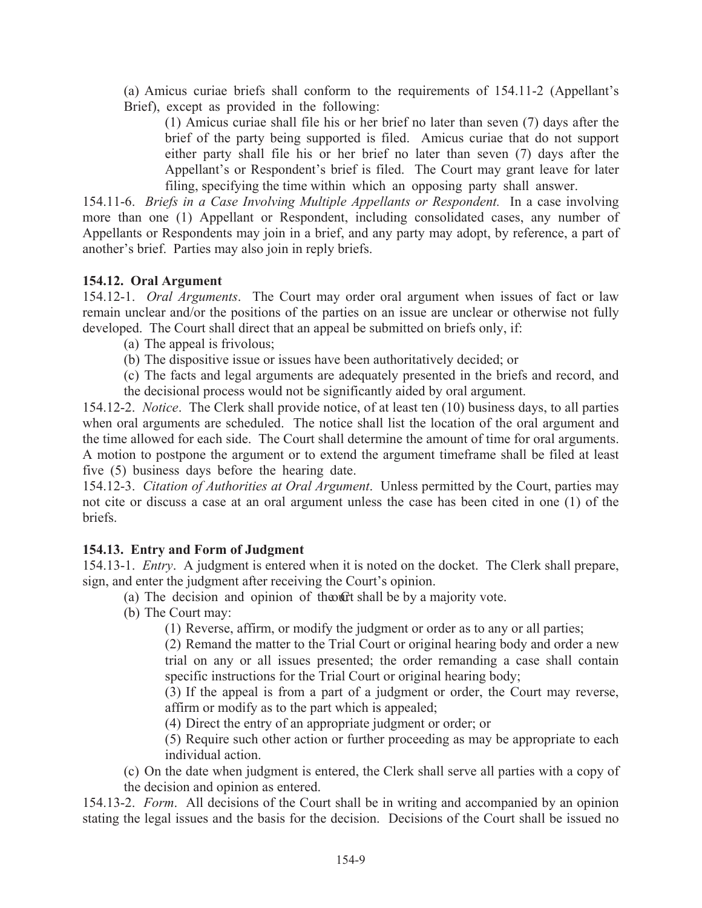(a) Amicus curiae briefs shall conform to the requirements of 154.11-2 (Appellant's Brief), except as provided in the following:

(1) Amicus curiae shall file his or her brief no later than seven (7) days after the brief of the party being supported is filed. Amicus curiae that do not support either party shall file his or her brief no later than seven (7) days after the Appellant's or Respondent's brief is filed. The Court may grant leave for later filing, specifying the time within which an opposing party shall answer.

154.11-6. *Briefs in a Case Involving Multiple Appellants or Respondent.* In a case involving more than one (1) Appellant or Respondent, including consolidated cases, any number of Appellants or Respondents may join in a brief, and any party may adopt, by reference, a part of another's brief. Parties may also join in reply briefs.

**154.12. Oral Argument**

154.12-1. *Oral Arguments*. The Court may order oral argument when issues of fact or law remain unclear and/or the positions of the parties on an issue are unclear or otherwise not fully developed. The Court shall direct that an appeal be submitted on briefs only, if:

(a) The appeal is frivolous;

(b) The dispositive issue or issues have been authoritatively decided; or

(c) The facts and legal arguments are adequately presented in the briefs and record, and the decisional process would not be significantly aided by oral argument.

154.12-2. *Notice*. The Clerk shall provide notice, of at least ten (10) business days, to all parties when oral arguments are scheduled. The notice shall list the location of the oral argument and the time allowed for each side. The Court shall determine the amount of time for oral arguments. A motion to postpone the argument or to extend the argument timeframe shall be filed at least five (5) business days before the hearing date.

154.12-3. *Citation of Authorities at Oral Argument*. Unless permitted by the Court, parties may not cite or discuss a case at an oral argument unless the case has been cited in one (1) of the briefs.

**154.13. Entry and Form of Judgment**

154.13-1. *Entry*. A judgment is entered when it is noted on the docket. The Clerk shall prepare, sign, and enter the judgment after receiving the Court's opinion.

(a) The decision and opinion of the Court shall be by a majority vote.

(b) The Court may:

(1) Reverse, affirm, or modify the judgment or order as to any or all parties;

(2) Remand the matter to the Trial Court or original hearing body and order a new trial on any or all issues presented; the order remanding a case shall contain specific instructions for the Trial Court or original hearing body;

(3) If the appeal is from a part of a judgment or order, the Court may reverse, affirm or modify as to the part which is appealed;

(4) Direct the entry of an appropriate judgment or order; or

(5) Require such other action or further proceeding as may be appropriate to each individual action.

(c) On the date when judgment is entered, the Clerk shall serve all parties with a copy of the decision and opinion as entered.

154.13-2. *Form*. All decisions of the Court shall be in writing and accompanied by an opinion stating the legal issues and the basis for the decision. Decisions of the Court shall be issued no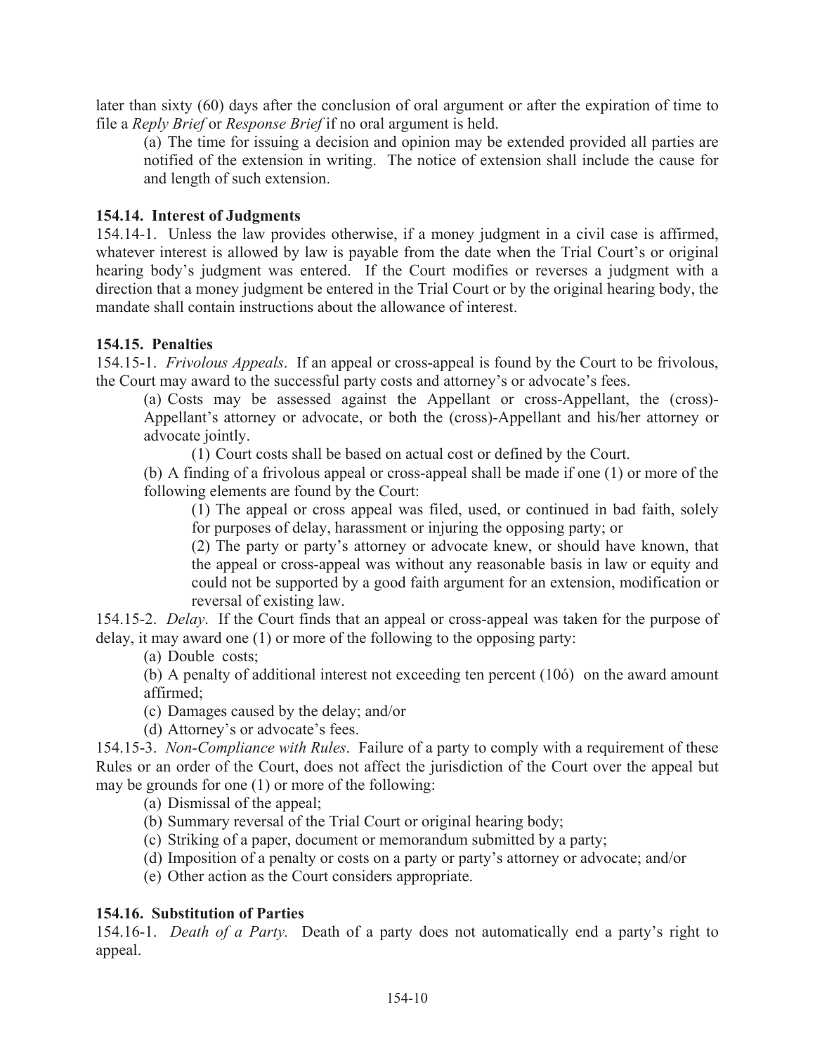later than sixty (60) days after the conclusion of oral argument or after the expiration of time to file a *Reply Brief* or *Response Brief* if no oral argument is held.

(a) The time for issuing a decision and opinion may be extended provided all parties are notified of the extension in writing. The notice of extension shall include the cause for and length of such extension.

**154.14. Interest of Judgments**

154.14-1. Unless the law provides otherwise, if a money judgment in a civil case is affirmed, whatever interest is allowed by law is payable from the date when the Trial Court's or original hearing body's judgment was entered. If the Court modifies or reverses a judgment with a direction that a money judgment be entered in the Trial Court or by the original hearing body, the mandate shall contain instructions about the allowance of interest.

**154.15. Penalties**

154.15-1. *Frivolous Appeals*. If an appeal or cross-appeal is found by the Court to be frivolous, the Court may award to the successful party costs and attorney's or advocate's fees.

(a) Costs may be assessed against the Appellant or cross-Appellant, the (cross)-Appellant's attorney or advocate, or both the (cross)-Appellant and his/her attorney or advocate jointly.

(1) Court costs shall be based on actual cost or defined by the Court.

(b) A finding of a frivolous appeal or cross-appeal shall be made if one (1) or more of the following elements are found by the Court:

(1) The appeal or cross appeal was filed, used, or continued in bad faith, solely for purposes of delay, harassment or injuring the opposing party; or

(2) The party or party's attorney or advocate knew, or should have known, that the appeal or cross-appeal was without any reasonable basis in law or equity and could not be supported by a good faith argument for an extension, modification or reversal of existing law.

154.15-2. *Delay*. If the Court finds that an appeal or cross-appeal was taken for the purpose of delay, it may award one (1) or more of the following to the opposing party:

(a) Double costs;

(b) A penalty of additional interest not exceeding ten percent (10ó) on the award amount affirmed;

(c) Damages caused by the delay; and/or

(d) Attorney's or advocate's fees.

154.15-3. *Non-Compliance with Rules*. Failure of a party to comply with a requirement of these Rules or an order of the Court, does not affect the jurisdiction of the Court over the appeal but may be grounds for one (1) or more of the following:

(a) Dismissal of the appeal;

(b) Summary reversal of the Trial Court or original hearing body;

(c) Striking of a paper, document or memorandum submitted by a party;

(d) Imposition of a penalty or costs on a party or party's attorney or advocate; and/or

(e) Other action as the Court considers appropriate.

**154.16. Substitution of Parties**

154.16-1. *Death of a Party.* Death of a party does not automatically end a party's right to appeal.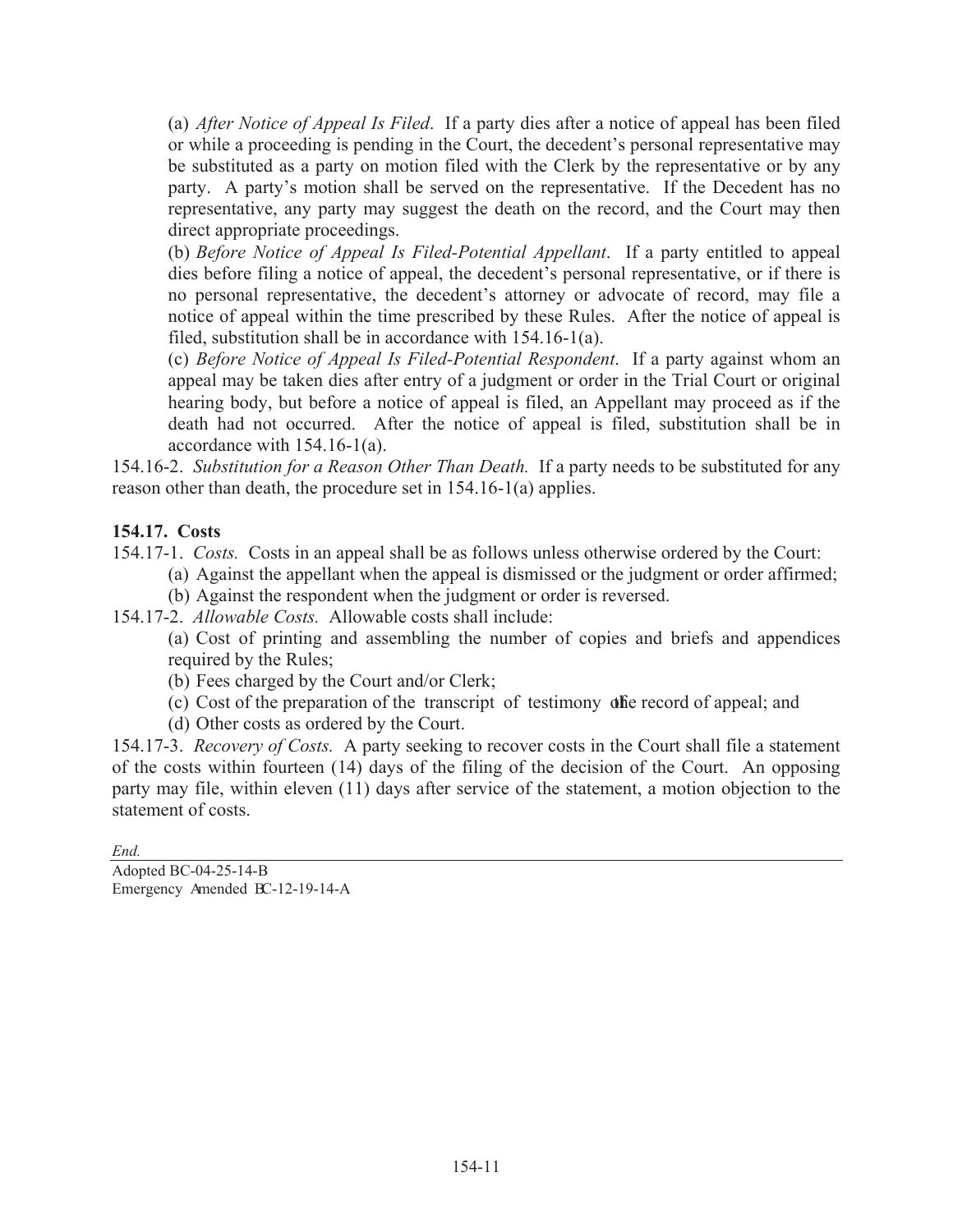(a) *After Notice of Appeal Is Filed*. If a party dies after a notice of appeal has been filed or while a proceeding is pending in the Court, the decedent's personal representative may be substituted as a party on motion filed with the Clerk by the representative or by any party. A party's motion shall be served on the representative. If the Decedent has no representative, any party may suggest the death on the record, and the Court may then direct appropriate proceedings.

(b) *Before Notice of Appeal Is Filed-Potential Appellant*. If a party entitled to appeal dies before filing a notice of appeal, the decedent's personal representative, or if there is no personal representative, the decedent's attorney or advocate of record, may file a notice of appeal within the time prescribed by these Rules. After the notice of appeal is filed, substitution shall be in accordance with 154.16-1(a).

(c) *Before Notice of Appeal Is Filed-Potential Respondent*. If a party against whom an appeal may be taken dies after entry of a judgment or order in the Trial Court or original hearing body, but before a notice of appeal is filed, an Appellant may proceed as if the death had not occurred. After the notice of appeal is filed, substitution shall be in accordance with 154.16-1(a).

154.16-2. *Substitution for a Reason Other Than Death.* If a party needs to be substituted for any reason other than death, the procedure set in 154.16-1(a) applies.

**154.17. Costs**

154.17-1. *Costs.* Costs in an appeal shall be as follows unless otherwise ordered by the Court:

(a) Against the appellant when the appeal is dismissed or the judgment or order affirmed;

(b) Against the respondent when the judgment or order is reversed.

154.17-2. *Allowable Costs.* Allowable costs shall include:

(a) Cost of printing and assembling the number of copies and briefs and appendices required by the Rules;

(b) Fees charged by the Court and/or Clerk;

(c) Cost of the preparation of the transcript of testimony or the record of appeal; and

(d) Other costs as ordered by the Court.

154.17-3. *Recovery of Costs.* A party seeking to recover costs in the Court shall file a statement of the costs within fourteen (14) days of the filing of the decision of the Court. An opposing party may file, within eleven (11) days after service of the statement, a motion objection to the statement of costs.

*End.*

Adopted BC-04-25-14-B
Emergency Amended BC-12-19-14-A